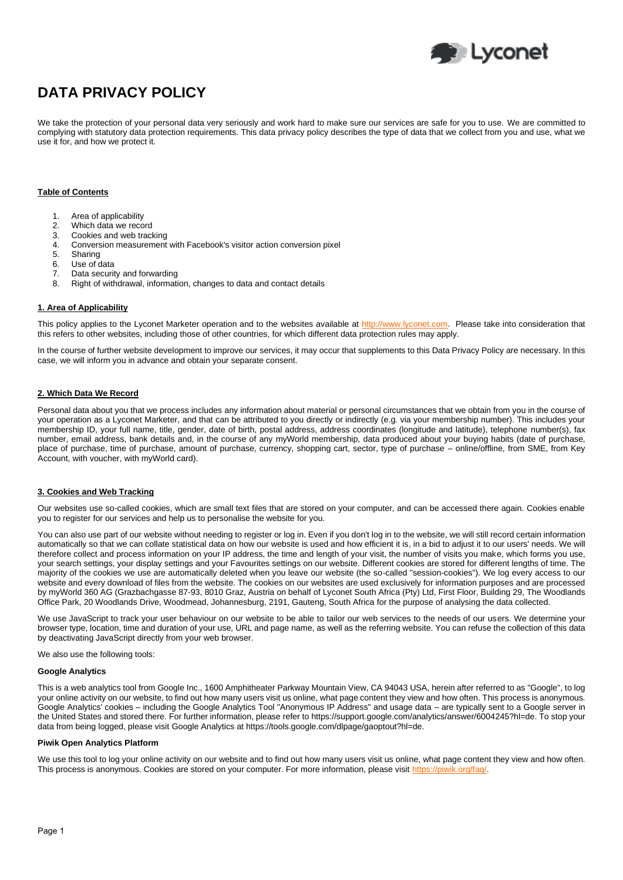# DATA PRIVACY POLICY

We take the protection of your personal data very seriously and work hard to make sure our services are safe for you to use. We are committed to complying with statutory data protection requirements. This data privacy policy describes the type of data that we collect from you and use, what we use it for, and how we protect it.

**Table of Contents**

1. Area of applicability
2. Which data we record
3. Cookies and web tracking
4. Conversion measurement with Facebook's visitor action conversion pixel
5. Sharing
6. Use of data
7. Data security and forwarding
8. Right of withdrawal, information, changes to data and contact details

## 1. Area of Applicability

This policy applies to the Lyconet Marketer operation and to the websites available at http://www.lyconet.com. Please take into consideration that this refers to other websites, including those of other countries, for which different data protection rules may apply.

In the course of further website development to improve our services, it may occur that supplements to this Data Privacy Policy are necessary. In this case, we will inform you in advance and obtain your separate consent.

## 2. Which Data We Record

Personal data about you that we process includes any information about material or personal circumstances that we obtain from you in the course of your operation as a Lyconet Marketer, and that can be attributed to you directly or indirectly (e.g. via your membership number). This includes your membership ID, your full name, title, gender, date of birth, postal address, address coordinates (longitude and latitude), telephone number(s), fax number, email address, bank details and, in the course of any myWorld membership, data produced about your buying habits (date of purchase, place of purchase, time of purchase, amount of purchase, currency, shopping cart, sector, type of purchase – online/offline, from SME, from Key Account, with voucher, with myWorld card).

## 3. Cookies and Web Tracking

Our websites use so-called cookies, which are small text files that are stored on your computer, and can be accessed there again. Cookies enable you to register for our services and help us to personalise the website for you.

You can also use part of our website without needing to register or log in. Even if you don't log in to the website, we will still record certain information automatically so that we can collate statistical data on how our website is used and how efficient it is, in a bid to adjust it to our users' needs. We will therefore collect and process information on your IP address, the time and length of your visit, the number of visits you make, which forms you use, your search settings, your display settings and your Favourites settings on our website. Different cookies are stored for different lengths of time. The majority of the cookies we use are automatically deleted when you leave our website (the so-called "session-cookies"). We log every access to our website and every download of files from the website. The cookies on our websites are used exclusively for information purposes and are processed by myWorld 360 AG (Grazbachgasse 87-93, 8010 Graz, Austria on behalf of Lyconet South Africa (Pty) Ltd, First Floor, Building 29, The Woodlands Office Park, 20 Woodlands Drive, Woodmead, Johannesburg, 2191, Gauteng, South Africa for the purpose of analysing the data collected.

We use JavaScript to track your user behaviour on our website to be able to tailor our web services to the needs of our users. We determine your browser type, location, time and duration of your use, URL and page name, as well as the referring website. You can refuse the collection of this data by deactivating JavaScript directly from your web browser.

We also use the following tools:

### Google Analytics

This is a web analytics tool from Google Inc., 1600 Amphitheater Parkway Mountain View, CA 94043 USA, herein after referred to as "Google", to log your online activity on our website, to find out how many users visit us online, what page content they view and how often. This process is anonymous. Google Analytics' cookies – including the Google Analytics Tool "Anonymous IP Address" and usage data – are typically sent to a Google server in the United States and stored there. For further information, please refer to https://support.google.com/analytics/answer/6004245?hl=de. To stop your data from being logged, please visit Google Analytics at https://tools.google.com/dlpage/gaoptout?hl=de.

### Piwik Open Analytics Platform

We use this tool to log your online activity on our website and to find out how many users visit us online, what page content they view and how often. This process is anonymous. Cookies are stored on your computer. For more information, please visit https://piwik.org/faq/.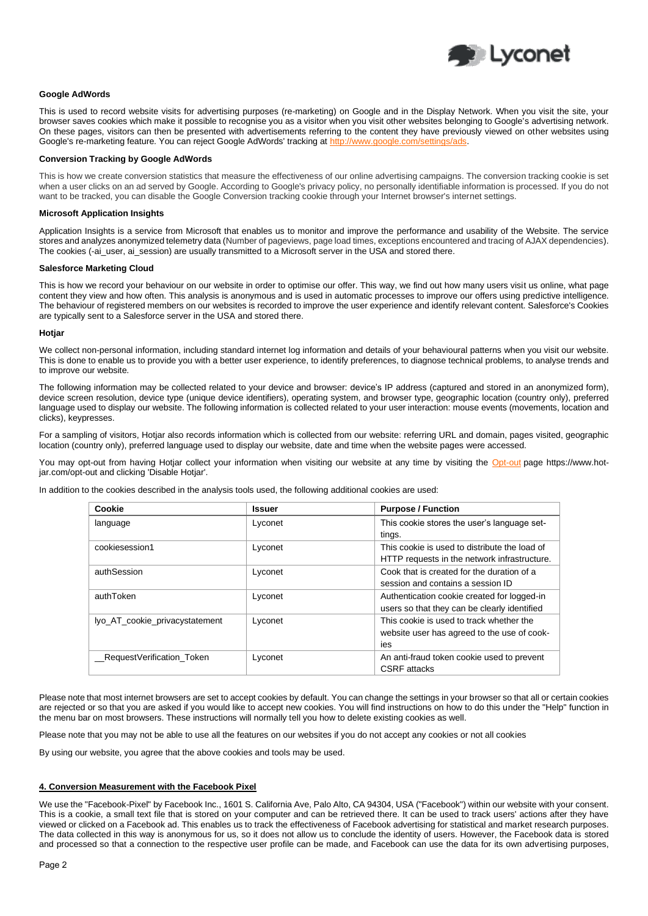**Google AdWords**

This is used to record website visits for advertising purposes (re-marketing) on Google and in the Display Network. When you visit the site, your browser saves cookies which make it possible to recognise you as a visitor when you visit other websites belonging to Google's advertising network. On these pages, visitors can then be presented with advertisements referring to the content they have previously viewed on other websites using Google's re-marketing feature. You can reject Google AdWords' tracking at http://www.google.com/settings/ads.

**Conversion Tracking by Google AdWords**

This is how we create conversion statistics that measure the effectiveness of our online advertising campaigns. The conversion tracking cookie is set when a user clicks on an ad served by Google. According to Google's privacy policy, no personally identifiable information is processed. If you do not want to be tracked, you can disable the Google Conversion tracking cookie through your Internet browser's internet settings.

**Microsoft Application Insights**

Application Insights is a service from Microsoft that enables us to monitor and improve the performance and usability of the Website. The service stores and analyzes anonymized telemetry data (Number of pageviews, page load times, exceptions encountered and tracing of AJAX dependencies). The cookies (-ai_user, ai_session) are usually transmitted to a Microsoft server in the USA and stored there.

**Salesforce Marketing Cloud**

This is how we record your behaviour on our website in order to optimise our offer. This way, we find out how many users visit us online, what page content they view and how often. This analysis is anonymous and is used in automatic processes to improve our offers using predictive intelligence. The behaviour of registered members on our websites is recorded to improve the user experience and identify relevant content. Salesforce's Cookies are typically sent to a Salesforce server in the USA and stored there.

**Hotjar**

We collect non-personal information, including standard internet log information and details of your behavioural patterns when you visit our website. This is done to enable us to provide you with a better user experience, to identify preferences, to diagnose technical problems, to analyse trends and to improve our website.

The following information may be collected related to your device and browser: device's IP address (captured and stored in an anonymized form), device screen resolution, device type (unique device identifiers), operating system, and browser type, geographic location (country only), preferred language used to display our website. The following information is collected related to your user interaction: mouse events (movements, location and clicks), keypresses.

For a sampling of visitors, Hotjar also records information which is collected from our website: referring URL and domain, pages visited, geographic location (country only), preferred language used to display our website, date and time when the website pages were accessed.

You may opt-out from having Hotjar collect your information when visiting our website at any time by visiting the Opt-out page https://www.hotjar.com/opt-out and clicking 'Disable Hotjar'.

In addition to the cookies described in the analysis tools used, the following additional cookies are used:

| Cookie | Issuer | Purpose / Function |
|---|---|---|
| language | Lyconet | This cookie stores the user's language settings. |
| cookiesession1 | Lyconet | This cookie is used to distribute the load of HTTP requests in the network infrastructure. |
| authSession | Lyconet | Cook that is created for the duration of a session and contains a session ID |
| authToken | Lyconet | Authentication cookie created for logged-in users so that they can be clearly identified |
| lyo_AT_cookie_privacystatement | Lyconet | This cookie is used to track whether the website user has agreed to the use of cookies |
| __RequestVerification_Token | Lyconet | An anti-fraud token cookie used to prevent CSRF attacks |

Please note that most internet browsers are set to accept cookies by default. You can change the settings in your browser so that all or certain cookies are rejected or so that you are asked if you would like to accept new cookies. You will find instructions on how to do this under the "Help" function in the menu bar on most browsers. These instructions will normally tell you how to delete existing cookies as well.

Please note that you may not be able to use all the features on our websites if you do not accept any cookies or not all cookies

By using our website, you agree that the above cookies and tools may be used.

## 4. Conversion Measurement with the Facebook Pixel

We use the "Facebook-Pixel" by Facebook Inc., 1601 S. California Ave, Palo Alto, CA 94304, USA ("Facebook") within our website with your consent. This is a cookie, a small text file that is stored on your computer and can be retrieved there. It can be used to track users' actions after they have viewed or clicked on a Facebook ad. This enables us to track the effectiveness of Facebook advertising for statistical and market research purposes. The data collected in this way is anonymous for us, so it does not allow us to conclude the identity of users. However, the Facebook data is stored and processed so that a connection to the respective user profile can be made, and Facebook can use the data for its own advertising purposes,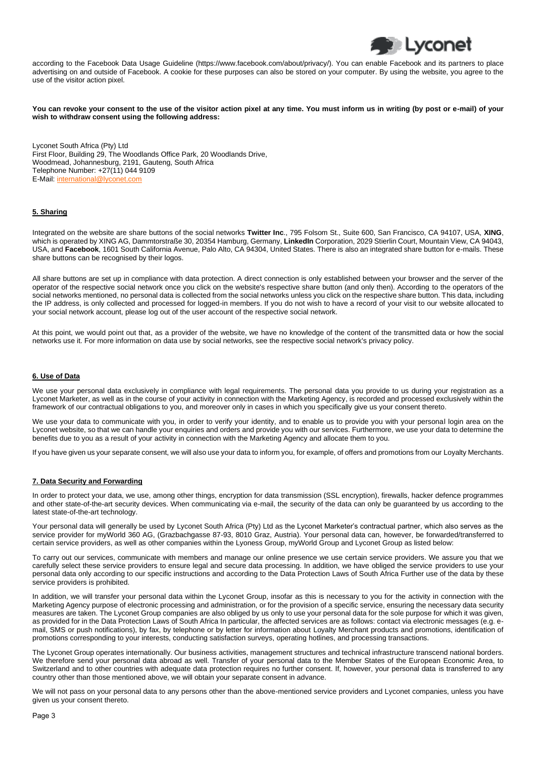according to the Facebook Data Usage Guideline (https://www.facebook.com/about/privacy/). You can enable Facebook and its partners to place advertising on and outside of Facebook. A cookie for these purposes can also be stored on your computer. By using the website, you agree to the use of the visitor action pixel.

**You can revoke your consent to the use of the visitor action pixel at any time. You must inform us in writing (by post or e-mail) of your wish to withdraw consent using the following address:**

Lyconet South Africa (Pty) Ltd
First Floor, Building 29, The Woodlands Office Park, 20 Woodlands Drive,
Woodmead, Johannesburg, 2191, Gauteng, South Africa
Telephone Number: +27(11) 044 9109
E-Mail: international@lyconet.com

## 5. Sharing

Integrated on the website are share buttons of the social networks **Twitter Inc**., 795 Folsom St., Suite 600, San Francisco, CA 94107, USA, **XING**, which is operated by XING AG, Dammtorstraße 30, 20354 Hamburg, Germany, **LinkedIn** Corporation, 2029 Stierlin Court, Mountain View, CA 94043, USA, and **Facebook**, 1601 South California Avenue, Palo Alto, CA 94304, United States. There is also an integrated share button for e-mails. These share buttons can be recognised by their logos.

All share buttons are set up in compliance with data protection. A direct connection is only established between your browser and the server of the operator of the respective social network once you click on the website's respective share button (and only then). According to the operators of the social networks mentioned, no personal data is collected from the social networks unless you click on the respective share button. This data, including the IP address, is only collected and processed for logged-in members. If you do not wish to have a record of your visit to our website allocated to your social network account, please log out of the user account of the respective social network.

At this point, we would point out that, as a provider of the website, we have no knowledge of the content of the transmitted data or how the social networks use it. For more information on data use by social networks, see the respective social network's privacy policy.

## 6. Use of Data

We use your personal data exclusively in compliance with legal requirements. The personal data you provide to us during your registration as a Lyconet Marketer, as well as in the course of your activity in connection with the Marketing Agency, is recorded and processed exclusively within the framework of our contractual obligations to you, and moreover only in cases in which you specifically give us your consent thereto.

We use your data to communicate with you, in order to verify your identity, and to enable us to provide you with your personal login area on the Lyconet website, so that we can handle your enquiries and orders and provide you with our services. Furthermore, we use your data to determine the benefits due to you as a result of your activity in connection with the Marketing Agency and allocate them to you.

If you have given us your separate consent, we will also use your data to inform you, for example, of offers and promotions from our Loyalty Merchants.

## 7. Data Security and Forwarding

In order to protect your data, we use, among other things, encryption for data transmission (SSL encryption), firewalls, hacker defence programmes and other state-of-the-art security devices. When communicating via e-mail, the security of the data can only be guaranteed by us according to the latest state-of-the-art technology.

Your personal data will generally be used by Lyconet South Africa (Pty) Ltd as the Lyconet Marketer's contractual partner, which also serves as the service provider for myWorld 360 AG, (Grazbachgasse 87-93, 8010 Graz, Austria). Your personal data can, however, be forwarded/transferred to certain service providers, as well as other companies within the Lyoness Group, myWorld Group and Lyconet Group as listed below:

To carry out our services, communicate with members and manage our online presence we use certain service providers. We assure you that we carefully select these service providers to ensure legal and secure data processing. In addition, we have obliged the service providers to use your personal data only according to our specific instructions and according to the Data Protection Laws of South Africa Further use of the data by these service providers is prohibited.

In addition, we will transfer your personal data within the Lyconet Group, insofar as this is necessary to you for the activity in connection with the Marketing Agency purpose of electronic processing and administration, or for the provision of a specific service, ensuring the necessary data security measures are taken. The Lyconet Group companies are also obliged by us only to use your personal data for the sole purpose for which it was given, as provided for in the Data Protection Laws of South Africa In particular, the affected services are as follows: contact via electronic messages (e.g. e-mail, SMS or push notifications), by fax, by telephone or by letter for information about Loyalty Merchant products and promotions, identification of promotions corresponding to your interests, conducting satisfaction surveys, operating hotlines, and processing transactions.

The Lyconet Group operates internationally. Our business activities, management structures and technical infrastructure transcend national borders. We therefore send your personal data abroad as well. Transfer of your personal data to the Member States of the European Economic Area, to Switzerland and to other countries with adequate data protection requires no further consent. If, however, your personal data is transferred to any country other than those mentioned above, we will obtain your separate consent in advance.

We will not pass on your personal data to any persons other than the above-mentioned service providers and Lyconet companies, unless you have given us your consent thereto.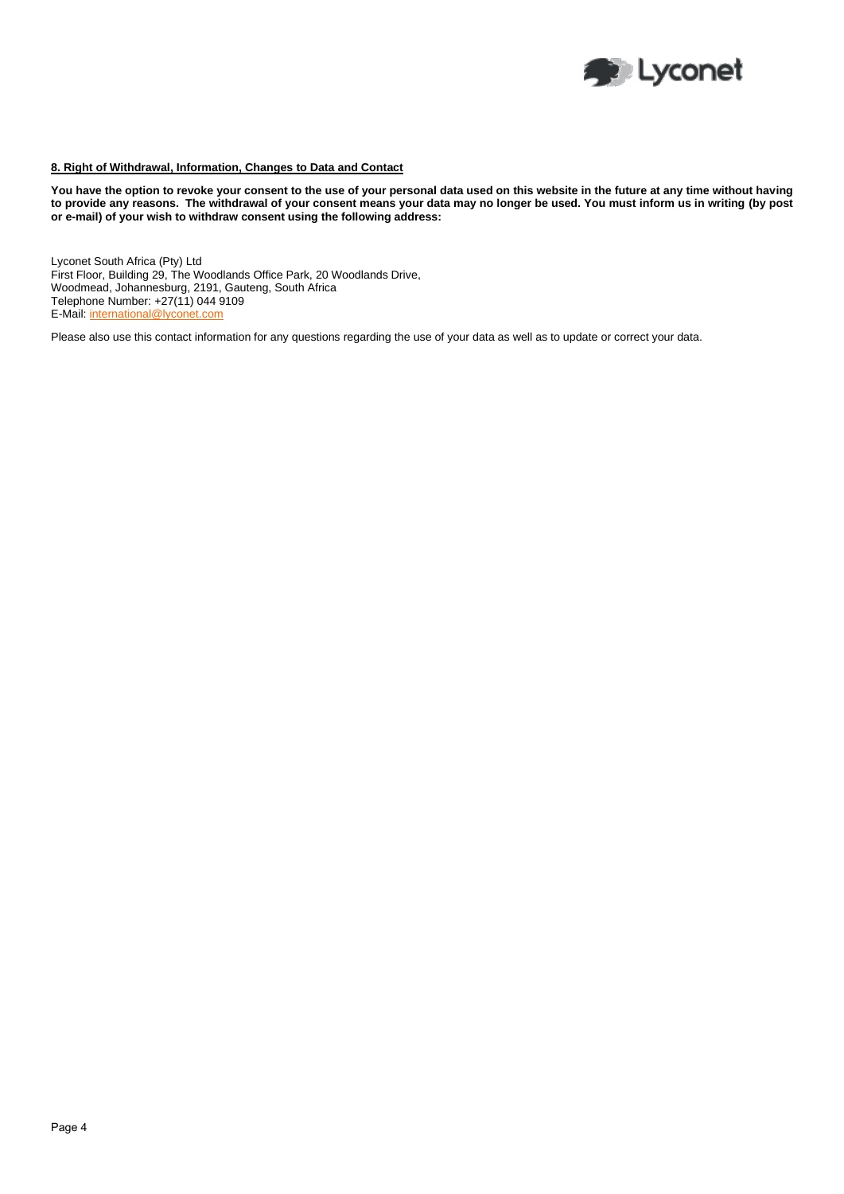### 8. Right of Withdrawal, Information, Changes to Data and Contact

**You have the option to revoke your consent to the use of your personal data used on this website in the future at any time without having to provide any reasons. The withdrawal of your consent means your data may no longer be used. You must inform us in writing (by post or e-mail) of your wish to withdraw consent using the following address:**

Lyconet South Africa (Pty) Ltd
First Floor, Building 29, The Woodlands Office Park, 20 Woodlands Drive,
Woodmead, Johannesburg, 2191, Gauteng, South Africa
Telephone Number: +27(11) 044 9109
E-Mail: international@lyconet.com

Please also use this contact information for any questions regarding the use of your data as well as to update or correct your data.